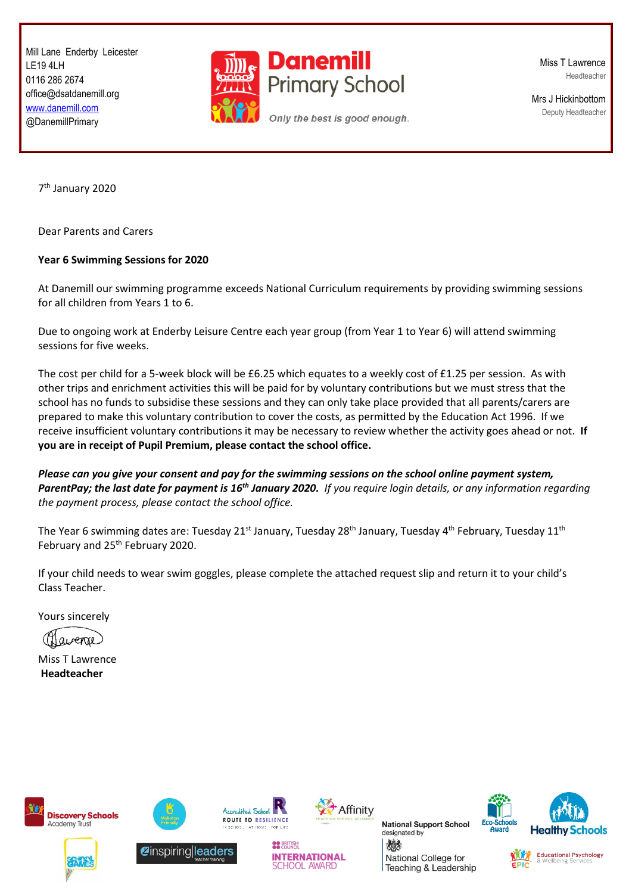Mill Lane Enderby Leicester
LE19 4LH
0116 286 2674
office@dsatdanemill.org
www.danemill.com
@DanemillPrimary

**Danemill Primary School**

*Only the best is good enough.*

Miss T Lawrence
Headteacher

Mrs J Hickinbottom
Deputy Headteacher

7th January 2020

Dear Parents and Carers

**Year 6 Swimming Sessions for 2020**

At Danemill our swimming programme exceeds National Curriculum requirements by providing swimming sessions for all children from Years 1 to 6.

Due to ongoing work at Enderby Leisure Centre each year group (from Year 1 to Year 6) will attend swimming sessions for five weeks.

The cost per child for a 5-week block will be £6.25 which equates to a weekly cost of £1.25 per session. As with other trips and enrichment activities this will be paid for by voluntary contributions but we must stress that the school has no funds to subsidise these sessions and they can only take place provided that all parents/carers are prepared to make this voluntary contribution to cover the costs, as permitted by the Education Act 1996. If we receive insufficient voluntary contributions it may be necessary to review whether the activity goes ahead or not. **If you are in receipt of Pupil Premium, please contact the school office.**

***Please can you give your consent and pay for the swimming sessions on the school online payment system, ParentPay; the last date for payment is 16th January 2020.*** *If you require login details, or any information regarding the payment process, please contact the school office.*

The Year 6 swimming dates are: Tuesday 21st January, Tuesday 28th January, Tuesday 4th February, Tuesday 11th February and 25th February 2020.

If your child needs to wear swim goggles, please complete the attached request slip and return it to your child's Class Teacher.

Yours sincerely

Miss T Lawrence
**Headteacher**

Discovery Schools Academy Trust | Accredited School Route to Resilience | Affinity Teaching School Alliance | National Support School designated by National College for Teaching & Leadership | Eco-Schools Award | Healthy Schools | School Games | inspiring leaders teacher training | British Council International School Award | EPIC Educational Psychology & Wellbeing Services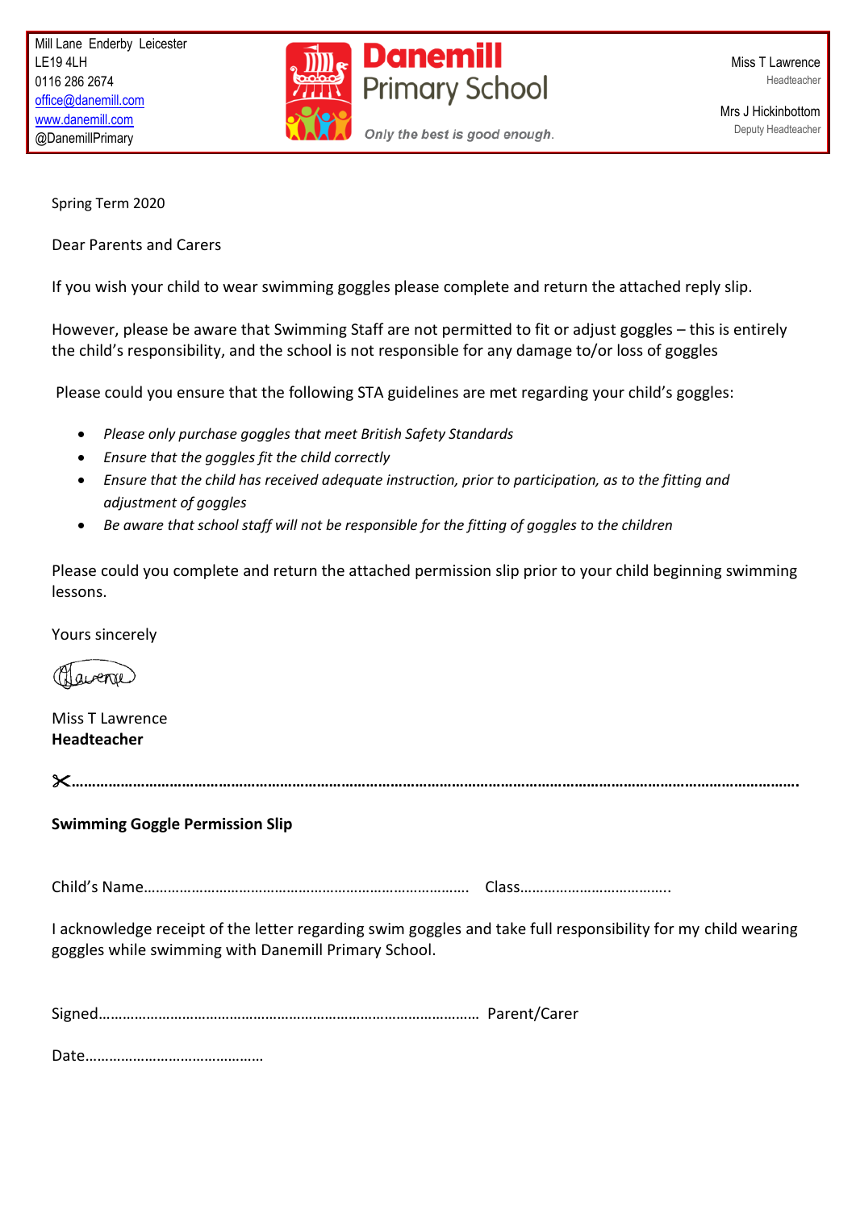Mill Lane Enderby Leicester
LE19 4LH
0116 286 2674
office@danemill.com
www.danemill.com
@DanemillPrimary

**Danemill** Primary School

*Only the best is good enough.*

Miss T Lawrence
Headteacher

Mrs J Hickinbottom
Deputy Headteacher

Spring Term 2020

Dear Parents and Carers

If you wish your child to wear swimming goggles please complete and return the attached reply slip.

However, please be aware that Swimming Staff are not permitted to fit or adjust goggles – this is entirely the child's responsibility, and the school is not responsible for any damage to/or loss of goggles

Please could you ensure that the following STA guidelines are met regarding your child's goggles:

- *Please only purchase goggles that meet British Safety Standards*
- *Ensure that the goggles fit the child correctly*
- *Ensure that the child has received adequate instruction, prior to participation, as to the fitting and adjustment of goggles*
- *Be aware that school staff will not be responsible for the fitting of goggles to the children*

Please could you complete and return the attached permission slip prior to your child beginning swimming lessons.

Yours sincerely

Miss T Lawrence
**Headteacher**

✂………………………………………………………………………………………………………………………………………………………………

**Swimming Goggle Permission Slip**

Child's Name……………………………………………………………………… Class………………………………..

I acknowledge receipt of the letter regarding swim goggles and take full responsibility for my child wearing goggles while swimming with Danemill Primary School.

Signed………………………………………………………………………………… Parent/Carer

Date………………………………………